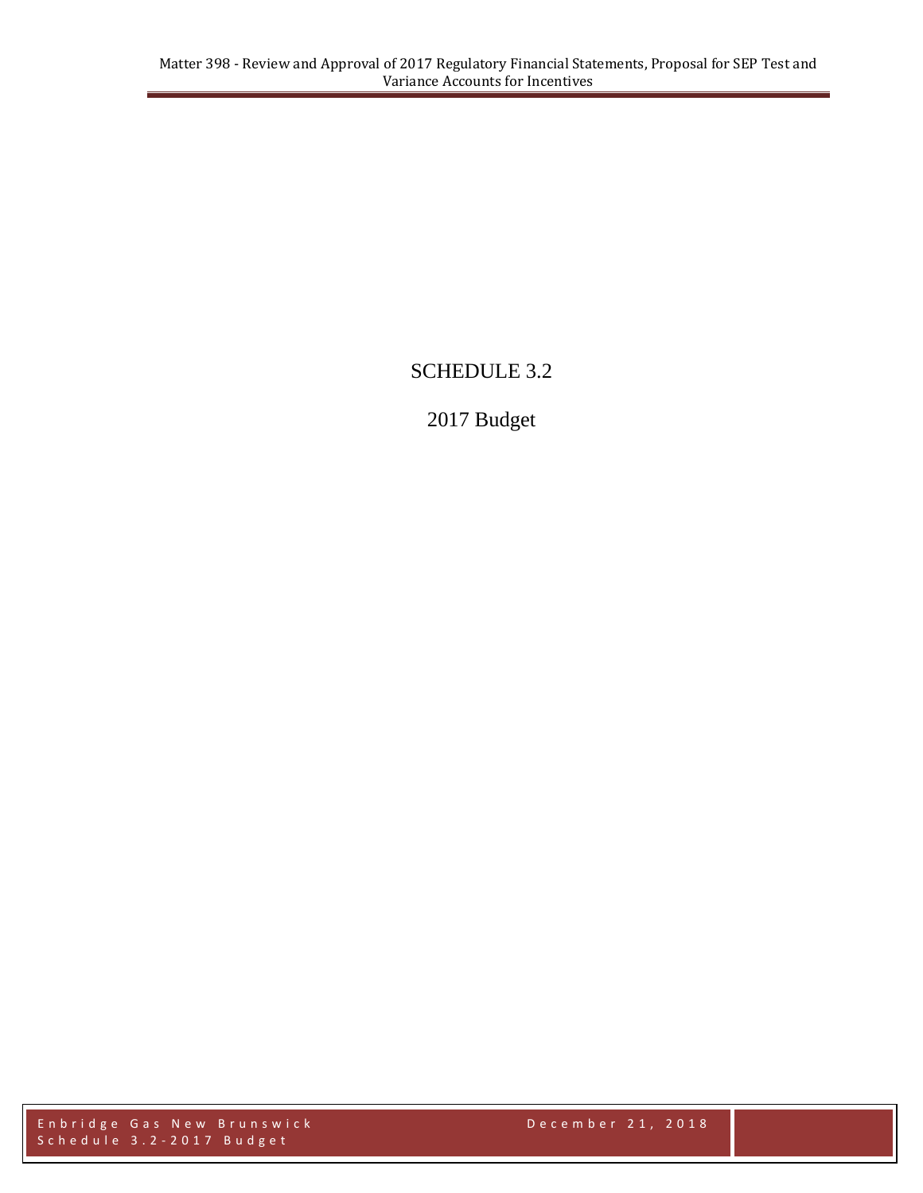# SCHEDULE 3.2

## 2017 Budget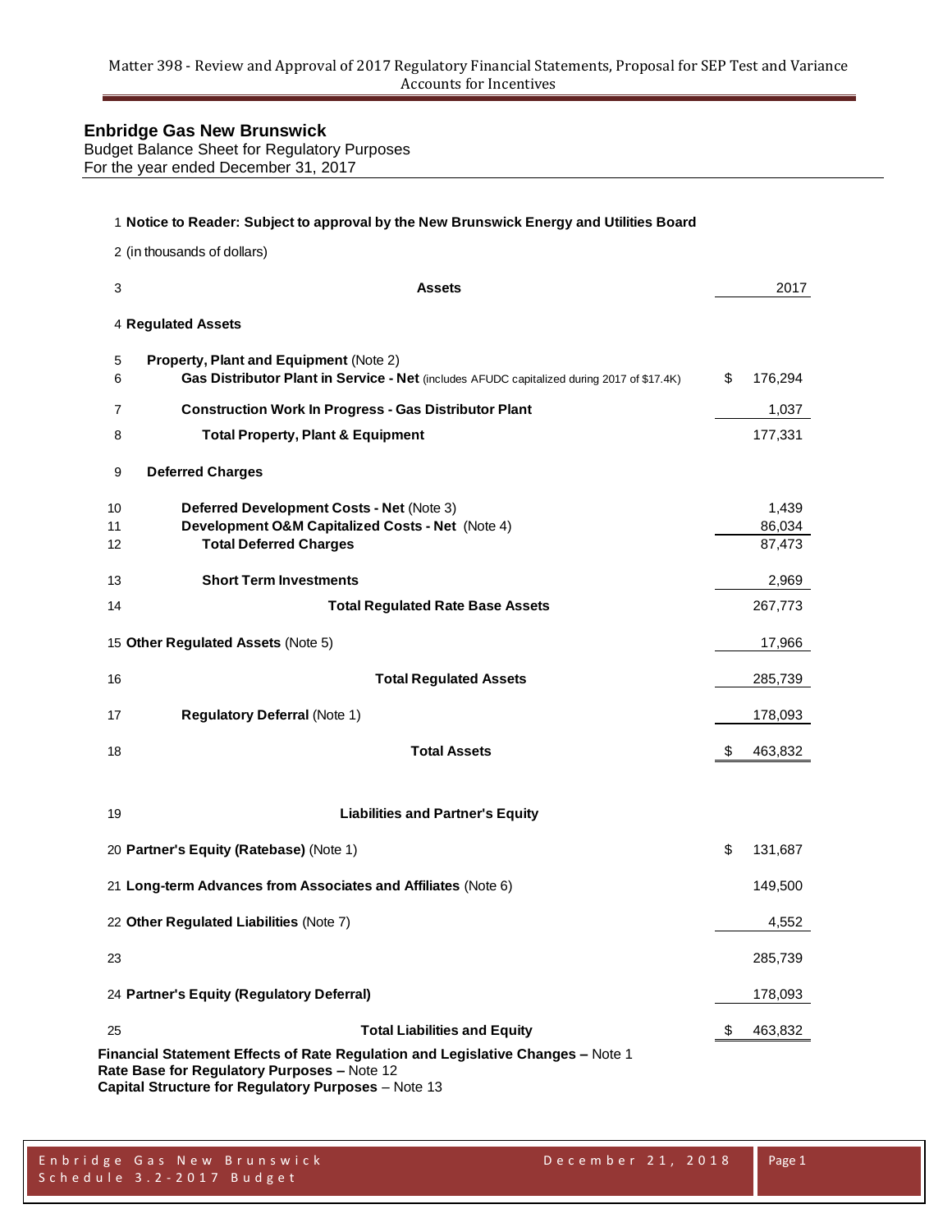## Enbridge Gas New Brunswick

Budget Balance Sheet for Regulatory Purposes
For the year ended December 31, 2017

| | | |
|---|---|---|
| 1 | **Notice to Reader: Subject to approval by the New Brunswick Energy and Utilities Board** | |
| 2 | (in thousands of dollars) | |
| 3 | **Assets** | 2017 |
| 4 | **Regulated Assets** | |
| 5 | **Property, Plant and Equipment** (Note 2) | |
| 6 | **Gas Distributor Plant in Service - Net** (includes AFUDC capitalized during 2017 of $17.4K) | $ 176,294 |
| 7 | **Construction Work In Progress - Gas Distributor Plant** | 1,037 |
| 8 | **Total Property, Plant & Equipment** | 177,331 |
| 9 | **Deferred Charges** | |
| 10 | **Deferred Development Costs - Net** (Note 3) | 1,439 |
| 11 | **Development O&M Capitalized Costs - Net** (Note 4) | 86,034 |
| 12 | **Total Deferred Charges** | 87,473 |
| 13 | **Short Term Investments** | 2,969 |
| 14 | **Total Regulated Rate Base Assets** | 267,773 |
| 15 | **Other Regulated Assets** (Note 5) | 17,966 |
| 16 | **Total Regulated Assets** | 285,739 |
| 17 | **Regulatory Deferral** (Note 1) | 178,093 |
| 18 | **Total Assets** | $ 463,832 |
| 19 | **Liabilities and Partner's Equity** | |
| 20 | **Partner's Equity (Ratebase)** (Note 1) | $ 131,687 |
| 21 | **Long-term Advances from Associates and Affiliates** (Note 6) | 149,500 |
| 22 | **Other Regulated Liabilities** (Note 7) | 4,552 |
| 23 | | 285,739 |
| 24 | **Partner's Equity (Regulatory Deferral)** | 178,093 |
| 25 | **Total Liabilities and Equity** | $ 463,832 |

**Financial Statement Effects of Rate Regulation and Legislative Changes –** Note 1
**Rate Base for Regulatory Purposes –** Note 12
**Capital Structure for Regulatory Purposes** – Note 13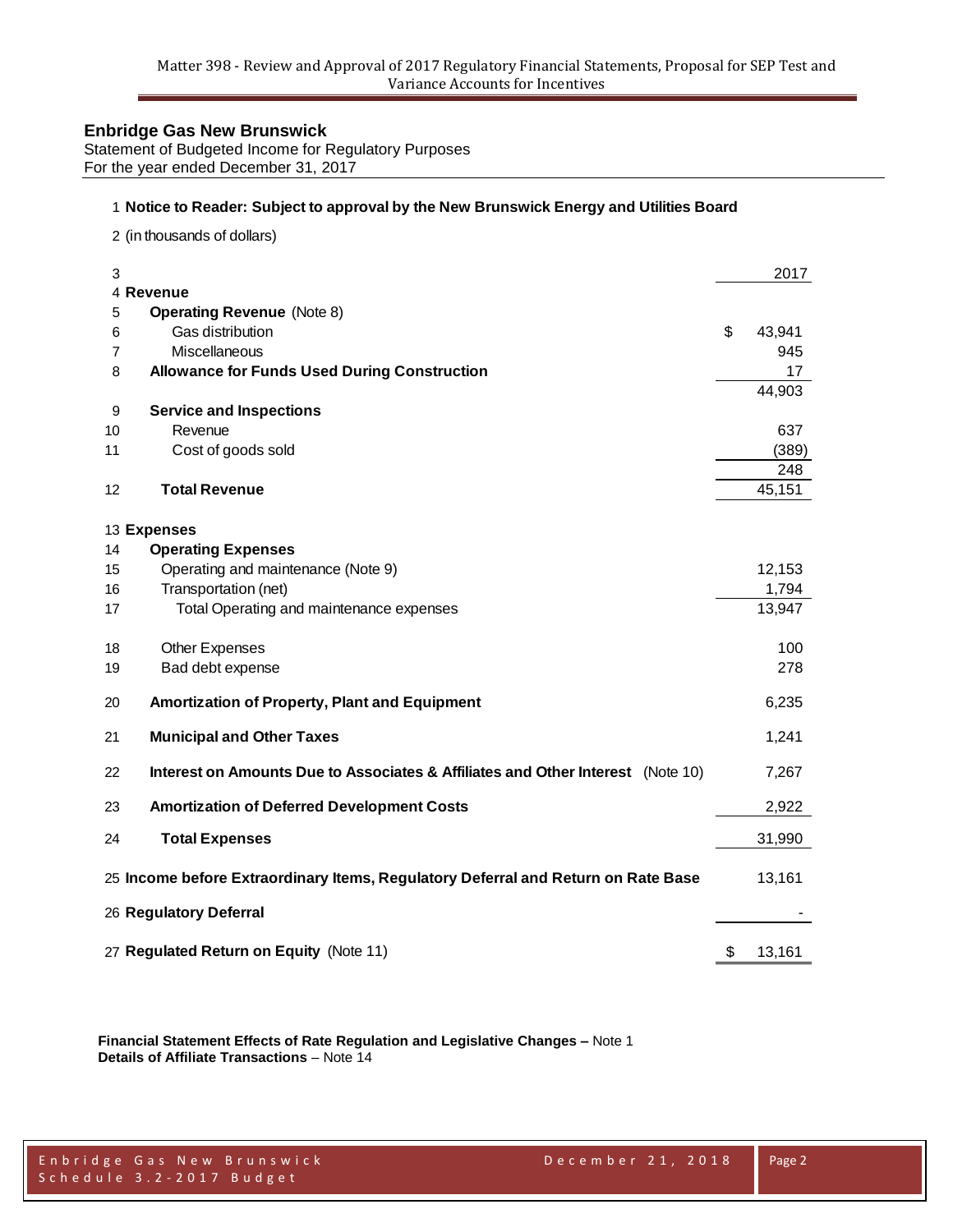## Enbridge Gas New Brunswick

Statement of Budgeted Income for Regulatory Purposes
For the year ended December 31, 2017

| Line | | 2017 |
|---|---|---|
| 1 | **Notice to Reader: Subject to approval by the New Brunswick Energy and Utilities Board** | |
| 2 | (in thousands of dollars) | |
| 3 | | 2017 |
| 4 | **Revenue** | |
| 5 | **Operating Revenue** (Note 8) | |
| 6 | Gas distribution | $ 43,941 |
| 7 | Miscellaneous | 945 |
| 8 | **Allowance for Funds Used During Construction** | 17 |
| | | 44,903 |
| 9 | **Service and Inspections** | |
| 10 | Revenue | 637 |
| 11 | Cost of goods sold | (389) |
| | | 248 |
| 12 | **Total Revenue** | 45,151 |
| 13 | **Expenses** | |
| 14 | **Operating Expenses** | |
| 15 | Operating and maintenance (Note 9) | 12,153 |
| 16 | Transportation (net) | 1,794 |
| 17 | Total Operating and maintenance expenses | 13,947 |
| 18 | Other Expenses | 100 |
| 19 | Bad debt expense | 278 |
| 20 | **Amortization of Property, Plant and Equipment** | 6,235 |
| 21 | **Municipal and Other Taxes** | 1,241 |
| 22 | **Interest on Amounts Due to Associates & Affiliates and Other Interest** (Note 10) | 7,267 |
| 23 | **Amortization of Deferred Development Costs** | 2,922 |
| 24 | **Total Expenses** | 31,990 |
| 25 | **Income before Extraordinary Items, Regulatory Deferral and Return on Rate Base** | 13,161 |
| 26 | **Regulatory Deferral** | - |
| 27 | **Regulated Return on Equity** (Note 11) | $ 13,161 |

**Financial Statement Effects of Rate Regulation and Legislative Changes –** Note 1
**Details of Affiliate Transactions** – Note 14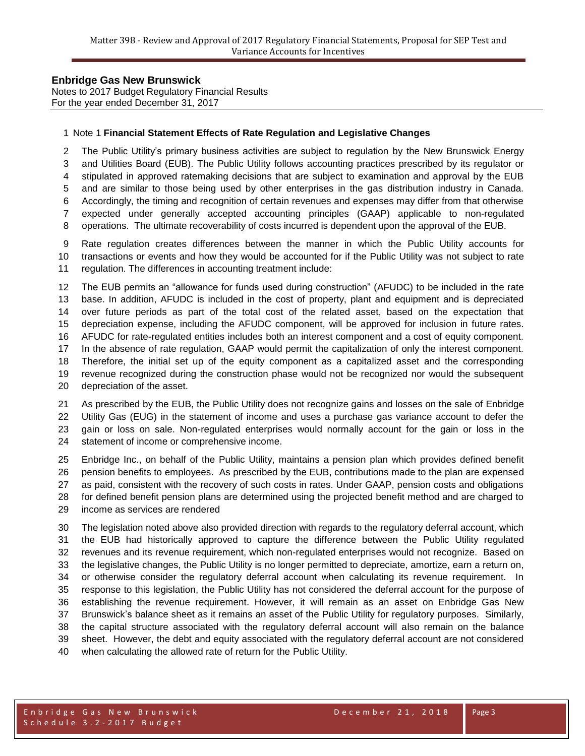**Enbridge Gas New Brunswick**
Notes to 2017 Budget Regulatory Financial Results
For the year ended December 31, 2017

Note 1 **Financial Statement Effects of Rate Regulation and Legislative Changes**

The Public Utility's primary business activities are subject to regulation by the New Brunswick Energy and Utilities Board (EUB). The Public Utility follows accounting practices prescribed by its regulator or stipulated in approved ratemaking decisions that are subject to examination and approval by the EUB and are similar to those being used by other enterprises in the gas distribution industry in Canada. Accordingly, the timing and recognition of certain revenues and expenses may differ from that otherwise expected under generally accepted accounting principles (GAAP) applicable to non-regulated operations. The ultimate recoverability of costs incurred is dependent upon the approval of the EUB.

Rate regulation creates differences between the manner in which the Public Utility accounts for transactions or events and how they would be accounted for if the Public Utility was not subject to rate regulation. The differences in accounting treatment include:

The EUB permits an "allowance for funds used during construction" (AFUDC) to be included in the rate base. In addition, AFUDC is included in the cost of property, plant and equipment and is depreciated over future periods as part of the total cost of the related asset, based on the expectation that depreciation expense, including the AFUDC component, will be approved for inclusion in future rates. AFUDC for rate-regulated entities includes both an interest component and a cost of equity component. In the absence of rate regulation, GAAP would permit the capitalization of only the interest component. Therefore, the initial set up of the equity component as a capitalized asset and the corresponding revenue recognized during the construction phase would not be recognized nor would the subsequent depreciation of the asset.

As prescribed by the EUB, the Public Utility does not recognize gains and losses on the sale of Enbridge Utility Gas (EUG) in the statement of income and uses a purchase gas variance account to defer the gain or loss on sale. Non-regulated enterprises would normally account for the gain or loss in the statement of income or comprehensive income.

Enbridge Inc., on behalf of the Public Utility, maintains a pension plan which provides defined benefit pension benefits to employees. As prescribed by the EUB, contributions made to the plan are expensed as paid, consistent with the recovery of such costs in rates. Under GAAP, pension costs and obligations for defined benefit pension plans are determined using the projected benefit method and are charged to income as services are rendered

The legislation noted above also provided direction with regards to the regulatory deferral account, which the EUB had historically approved to capture the difference between the Public Utility regulated revenues and its revenue requirement, which non-regulated enterprises would not recognize. Based on the legislative changes, the Public Utility is no longer permitted to depreciate, amortize, earn a return on, or otherwise consider the regulatory deferral account when calculating its revenue requirement. In response to this legislation, the Public Utility has not considered the deferral account for the purpose of establishing the revenue requirement. However, it will remain as an asset on Enbridge Gas New Brunswick's balance sheet as it remains an asset of the Public Utility for regulatory purposes. Similarly, the capital structure associated with the regulatory deferral account will also remain on the balance sheet. However, the debt and equity associated with the regulatory deferral account are not considered when calculating the allowed rate of return for the Public Utility.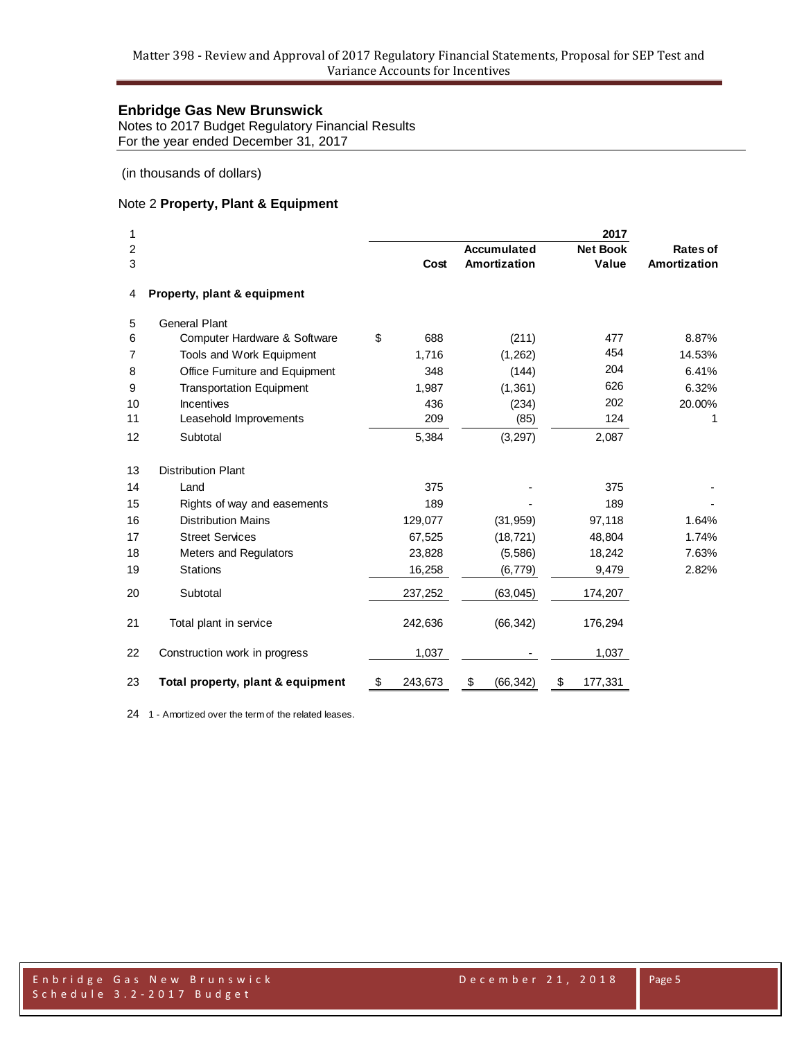## Enbridge Gas New Brunswick

Notes to 2017 Budget Regulatory Financial Results
For the year ended December 31, 2017

(in thousands of dollars)

### Note 2 **Property, Plant & Equipment**

| | | 2017 | | | |
|---|---|---|---|---|---|
| | | Cost | Accumulated Amortization | Net Book Value | Rates of Amortization |
| 4 | **Property, plant & equipment** | | | | |
| 5 | General Plant | | | | |
| 6 | Computer Hardware & Software | $ 688 | (211) | 477 | 8.87% |
| 7 | Tools and Work Equipment | 1,716 | (1,262) | 454 | 14.53% |
| 8 | Office Furniture and Equipment | 348 | (144) | 204 | 6.41% |
| 9 | Transportation Equipment | 1,987 | (1,361) | 626 | 6.32% |
| 10 | Incentives | 436 | (234) | 202 | 20.00% |
| 11 | Leasehold Improvements | 209 | (85) | 124 | 1 |
| 12 | Subtotal | 5,384 | (3,297) | 2,087 | |
| 13 | Distribution Plant | | | | |
| 14 | Land | 375 | - | 375 | - |
| 15 | Rights of way and easements | 189 | - | 189 | - |
| 16 | Distribution Mains | 129,077 | (31,959) | 97,118 | 1.64% |
| 17 | Street Services | 67,525 | (18,721) | 48,804 | 1.74% |
| 18 | Meters and Regulators | 23,828 | (5,586) | 18,242 | 7.63% |
| 19 | Stations | 16,258 | (6,779) | 9,479 | 2.82% |
| 20 | Subtotal | 237,252 | (63,045) | 174,207 | |
| 21 | Total plant in service | 242,636 | (66,342) | 176,294 | |
| 22 | Construction work in progress | 1,037 | - | 1,037 | |
| 23 | **Total property, plant & equipment** | $ 243,673 | $ (66,342) | $ 177,331 | |

24 1 - Amortized over the term of the related leases.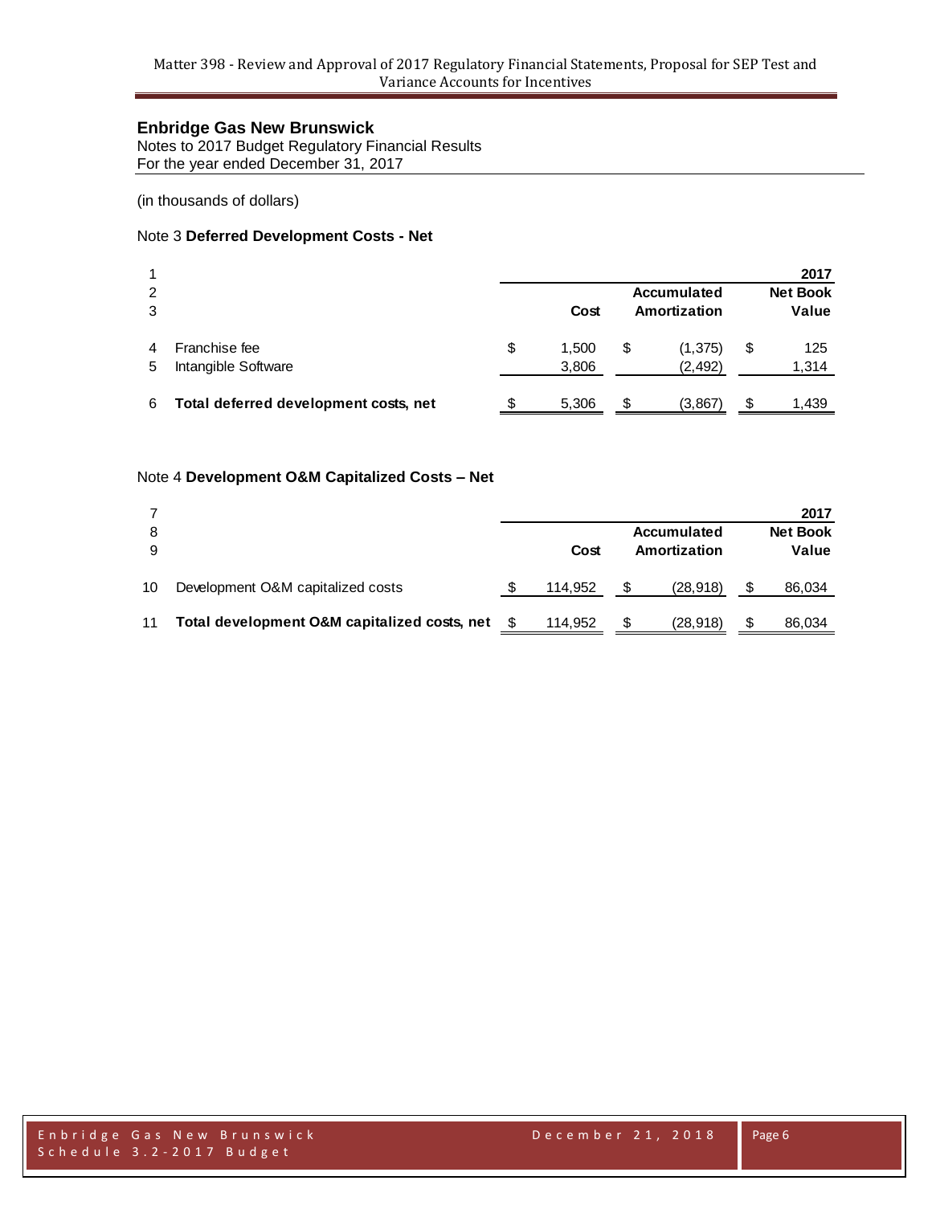**Enbridge Gas New Brunswick**
Notes to 2017 Budget Regulatory Financial Results
For the year ended December 31, 2017

(in thousands of dollars)

Note 3 **Deferred Development Costs - Net**

| | | | | 2017 |
|---|---|---|---|---|
| | | **Cost** | **Accumulated Amortization** | **Net Book Value** |
| 4 | Franchise fee | $ 1,500 | $ (1,375) | $ 125 |
| 5 | Intangible Software | 3,806 | (2,492) | 1,314 |
| 6 | **Total deferred development costs, net** | $ 5,306 | $ (3,867) | $ 1,439 |

Note 4 **Development O&M Capitalized Costs – Net**

| | | | | 2017 |
|---|---|---|---|---|
| | | **Cost** | **Accumulated Amortization** | **Net Book Value** |
| 10 | Development O&M capitalized costs | $ 114,952 | $ (28,918) | $ 86,034 |
| 11 | **Total development O&M capitalized costs, net** | $ 114,952 | $ (28,918) | $ 86,034 |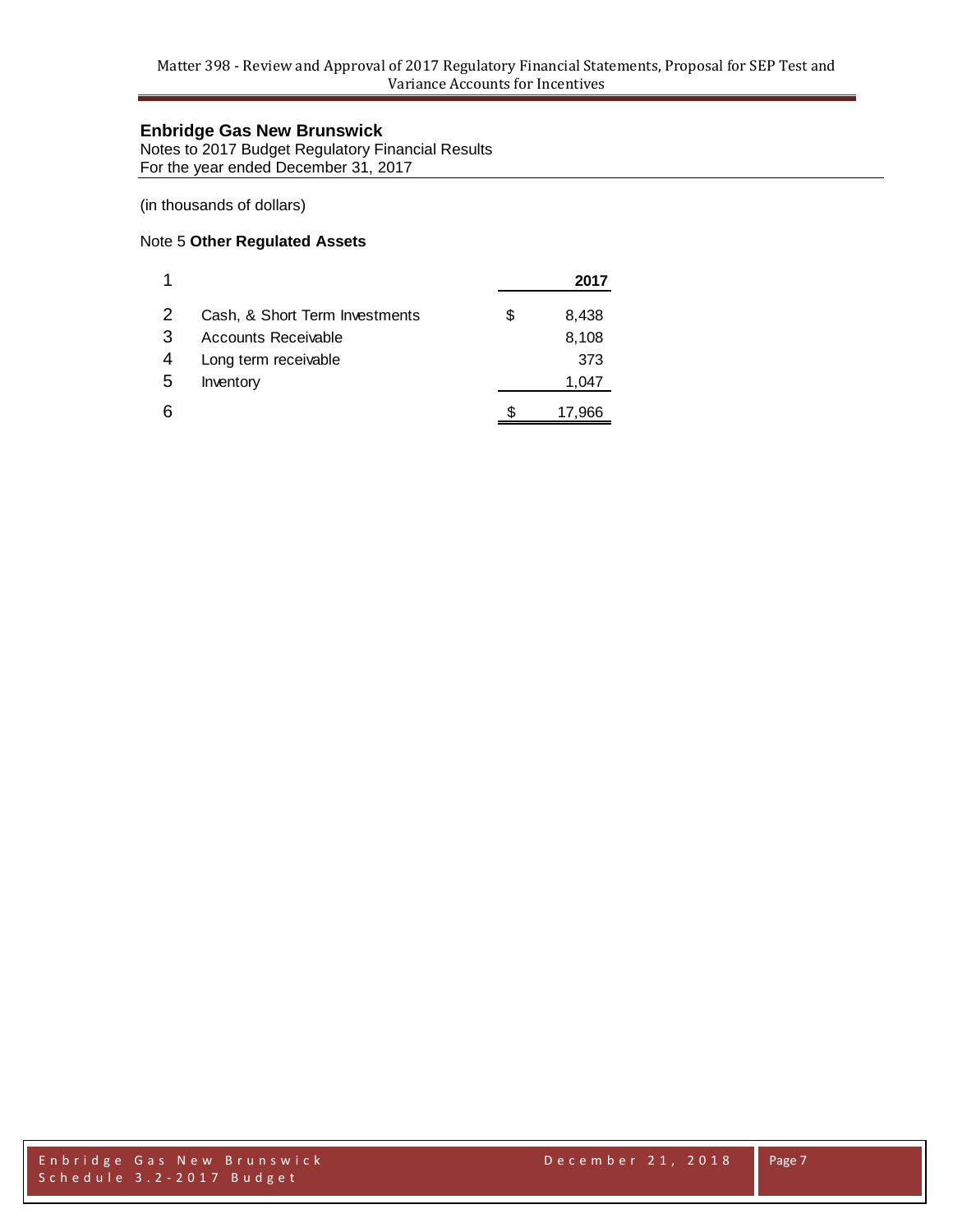**Enbridge Gas New Brunswick**

Notes to 2017 Budget Regulatory Financial Results

For the year ended December 31, 2017

(in thousands of dollars)

Note 5 **Other Regulated Assets**

| 1 | | | **2017** |
|---|---|---|---|
| 2 | Cash, & Short Term Investments | $ | 8,438 |
| 3 | Accounts Receivable | | 8,108 |
| 4 | Long term receivable | | 373 |
| 5 | Inventory | | 1,047 |
| 6 | | $ | 17,966 |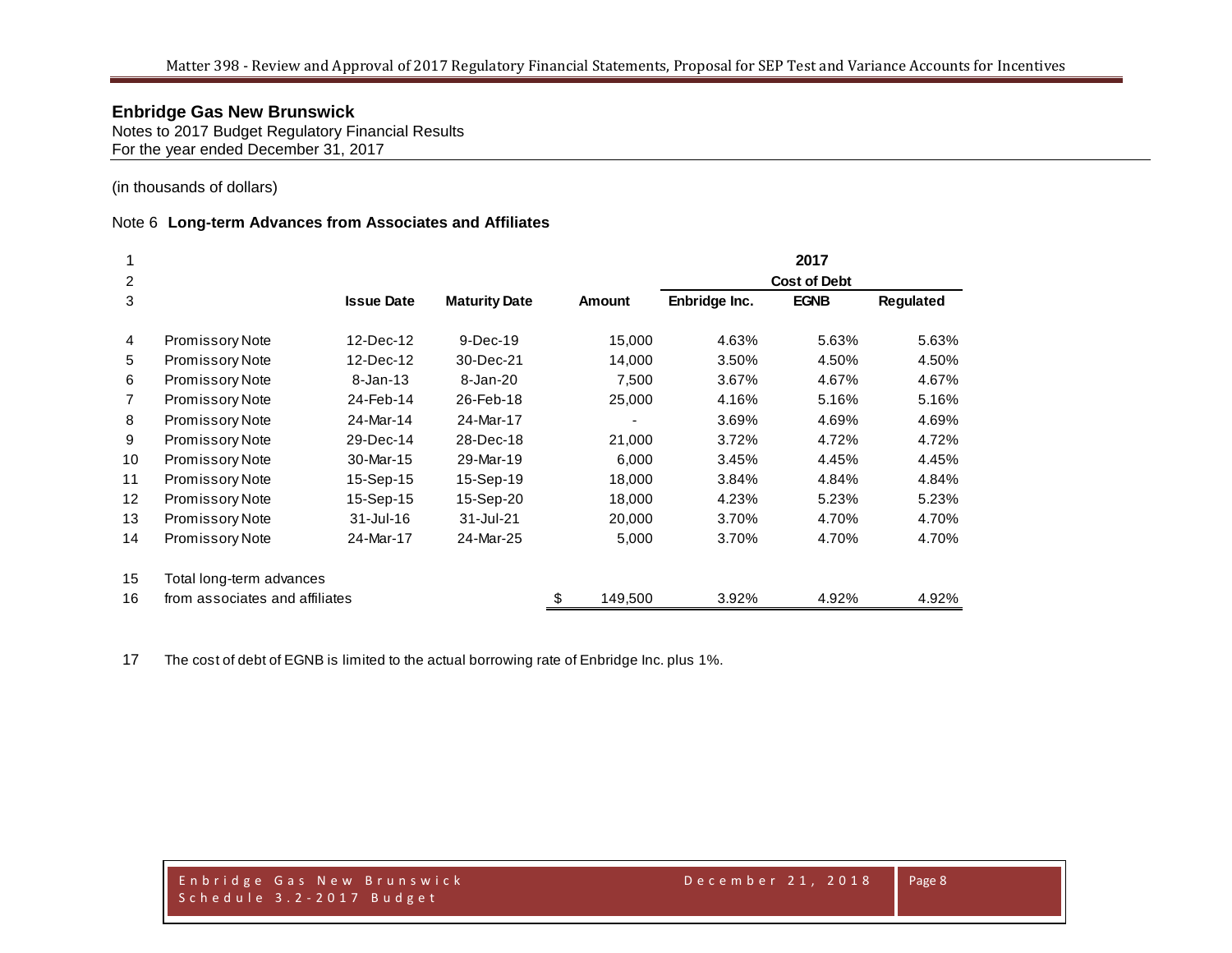# Enbridge Gas New Brunswick

Notes to 2017 Budget Regulatory Financial Results
For the year ended December 31, 2017

(in thousands of dollars)

## Note 6 Long-term Advances from Associates and Affiliates

| 1 | | | | | 2017 | | |
|---|---|---|---|---|---|---|---|
| 2 | | | | | Cost of Debt | | |
| 3 | | **Issue Date** | **Maturity Date** | **Amount** | **Enbridge Inc.** | **EGNB** | **Regulated** |
| 4 | Promissory Note | 12-Dec-12 | 9-Dec-19 | 15,000 | 4.63% | 5.63% | 5.63% |
| 5 | Promissory Note | 12-Dec-12 | 30-Dec-21 | 14,000 | 3.50% | 4.50% | 4.50% |
| 6 | Promissory Note | 8-Jan-13 | 8-Jan-20 | 7,500 | 3.67% | 4.67% | 4.67% |
| 7 | Promissory Note | 24-Feb-14 | 26-Feb-18 | 25,000 | 4.16% | 5.16% | 5.16% |
| 8 | Promissory Note | 24-Mar-14 | 24-Mar-17 | - | 3.69% | 4.69% | 4.69% |
| 9 | Promissory Note | 29-Dec-14 | 28-Dec-18 | 21,000 | 3.72% | 4.72% | 4.72% |
| 10 | Promissory Note | 30-Mar-15 | 29-Mar-19 | 6,000 | 3.45% | 4.45% | 4.45% |
| 11 | Promissory Note | 15-Sep-15 | 15-Sep-19 | 18,000 | 3.84% | 4.84% | 4.84% |
| 12 | Promissory Note | 15-Sep-15 | 15-Sep-20 | 18,000 | 4.23% | 5.23% | 5.23% |
| 13 | Promissory Note | 31-Jul-16 | 31-Jul-21 | 20,000 | 3.70% | 4.70% | 4.70% |
| 14 | Promissory Note | 24-Mar-17 | 24-Mar-25 | 5,000 | 3.70% | 4.70% | 4.70% |
| 15 | Total long-term advances | | | | | | |
| 16 | from associates and affiliates | | | $ 149,500 | 3.92% | 4.92% | 4.92% |

17 The cost of debt of EGNB is limited to the actual borrowing rate of Enbridge Inc. plus 1%.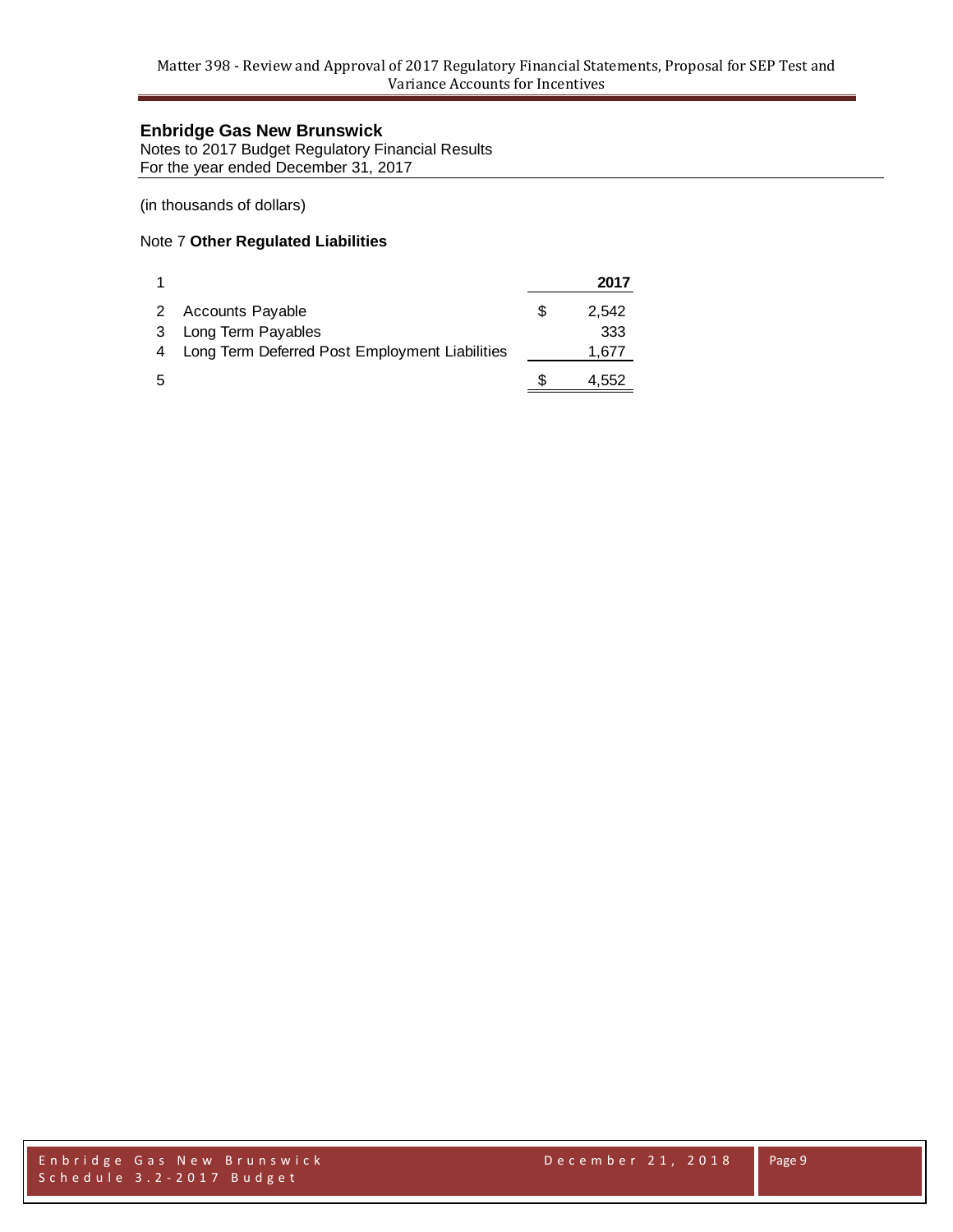## Enbridge Gas New Brunswick

Notes to 2017 Budget Regulatory Financial Results
For the year ended December 31, 2017

(in thousands of dollars)

### Note 7 **Other Regulated Liabilities**

| 1 | | | 2017 |
|---|---|---|---|
| 2 | Accounts Payable | $ | 2,542 |
| 3 | Long Term Payables | | 333 |
| 4 | Long Term Deferred Post Employment Liabilities | | 1,677 |
| 5 | | $ | 4,552 |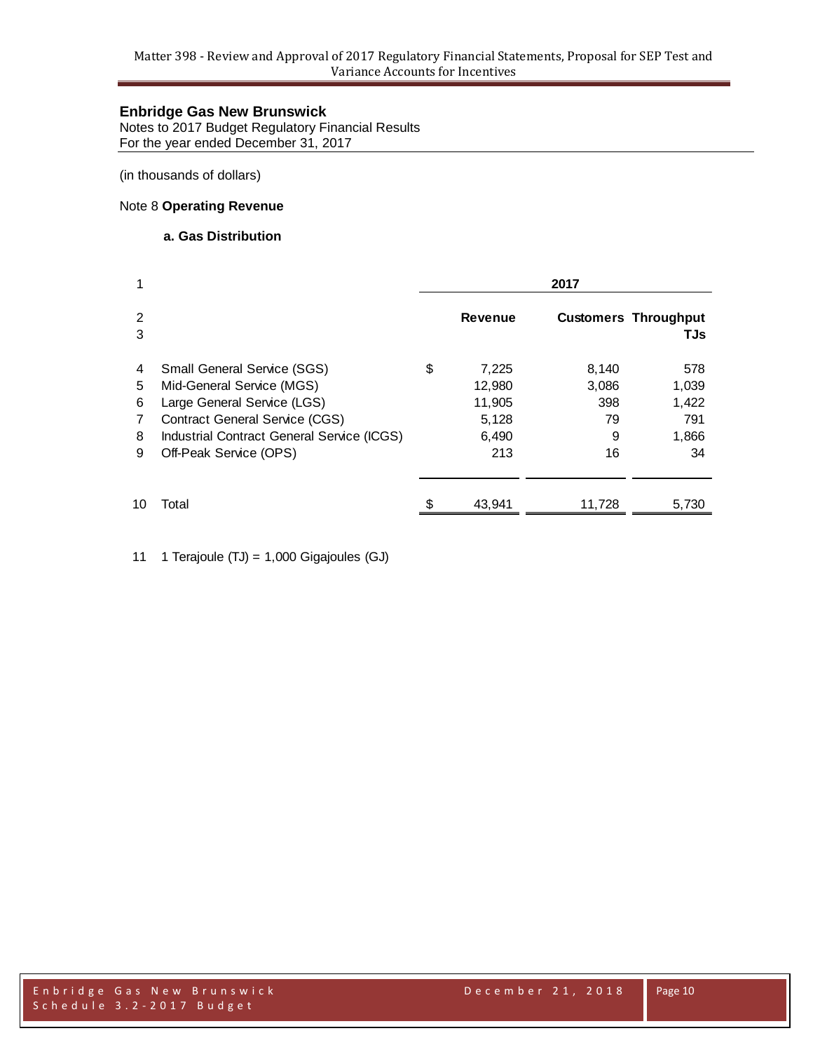**Enbridge Gas New Brunswick**

Notes to 2017 Budget Regulatory Financial Results

For the year ended December 31, 2017

(in thousands of dollars)

Note 8 **Operating Revenue**

**a. Gas Distribution**

| 1 | | 2017 | | |
|---|---|---|---|---|
| 2 | | **Revenue** | **Customers** | **Throughput** |
| 3 | | | | **TJs** |
| 4 | Small General Service (SGS) | $ 7,225 | 8,140 | 578 |
| 5 | Mid-General Service (MGS) | 12,980 | 3,086 | 1,039 |
| 6 | Large General Service (LGS) | 11,905 | 398 | 1,422 |
| 7 | Contract General Service (CGS) | 5,128 | 79 | 791 |
| 8 | Industrial Contract General Service (ICGS) | 6,490 | 9 | 1,866 |
| 9 | Off-Peak Service (OPS) | 213 | 16 | 34 |
| 10 | Total | $ 43,941 | 11,728 | 5,730 |

11 1 Terajoule (TJ) = 1,000 Gigajoules (GJ)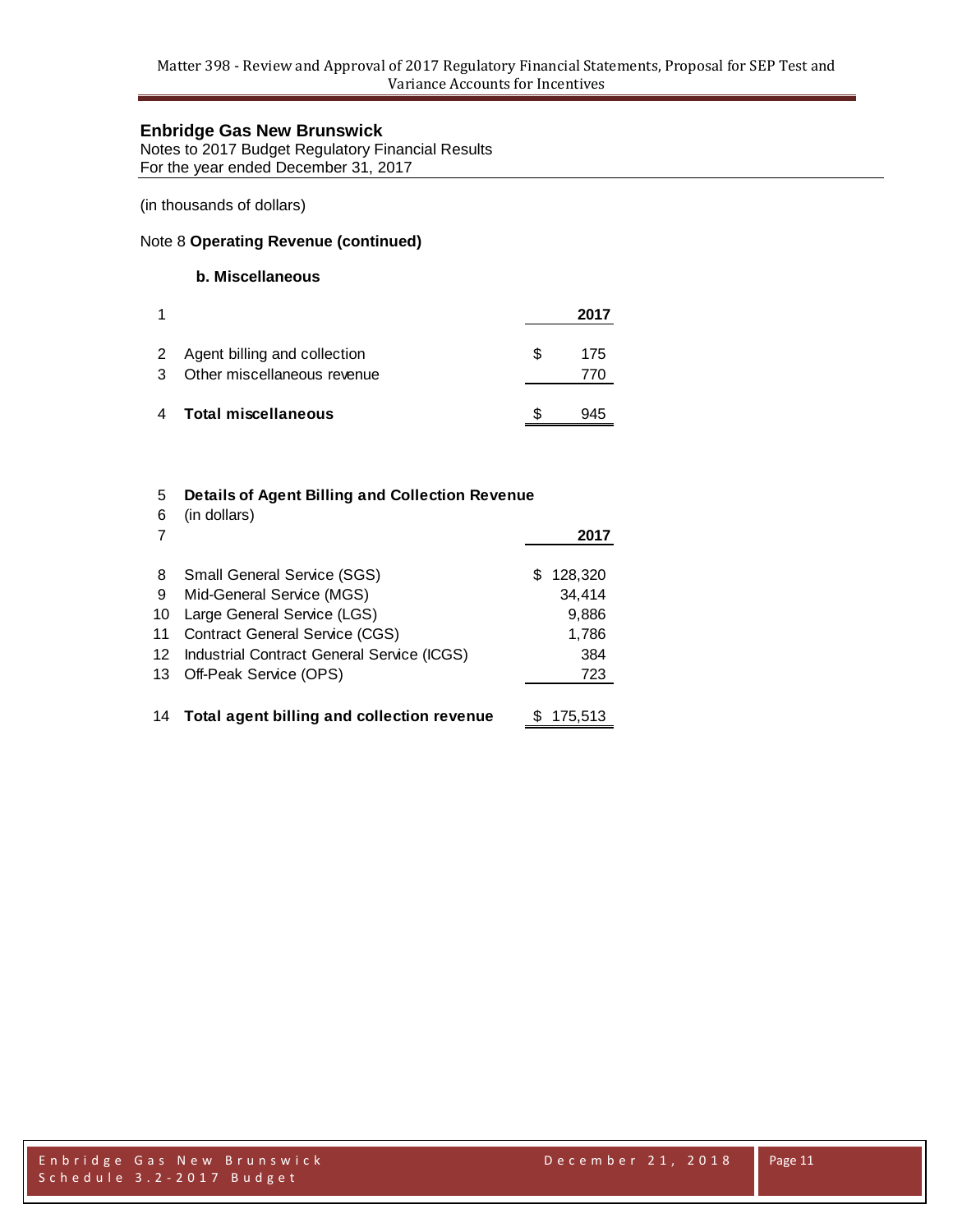## Enbridge Gas New Brunswick

Notes to 2017 Budget Regulatory Financial Results
For the year ended December 31, 2017

(in thousands of dollars)

Note 8 **Operating Revenue (continued)**

### b. Miscellaneous

| 1 | | 2017 |
|---|---|---|
| 2 | Agent billing and collection | $ 175 |
| 3 | Other miscellaneous revenue | 770 |
| 4 | **Total miscellaneous** | $ 945 |

| 5 | **Details of Agent Billing and Collection Revenue** | |
|---|---|---|
| 6 | (in dollars) | |
| 7 | | **2017** |
| 8 | Small General Service (SGS) | $ 128,320 |
| 9 | Mid-General Service (MGS) | 34,414 |
| 10 | Large General Service (LGS) | 9,886 |
| 11 | Contract General Service (CGS) | 1,786 |
| 12 | Industrial Contract General Service (ICGS) | 384 |
| 13 | Off-Peak Service (OPS) | 723 |
| 14 | **Total agent billing and collection revenue** | $ 175,513 |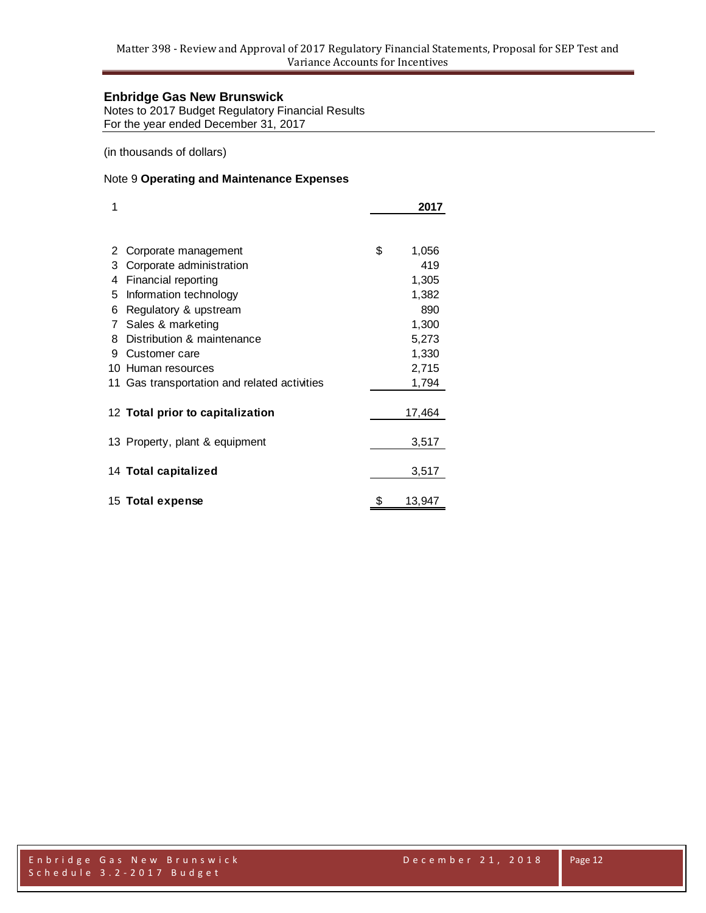## Enbridge Gas New Brunswick

Notes to 2017 Budget Regulatory Financial Results
For the year ended December 31, 2017

(in thousands of dollars)

### Note 9 **Operating and Maintenance Expenses**

| | | 2017 |
|---|---|---|
| 1 | | |
| 2 | Corporate management | $ 1,056 |
| 3 | Corporate administration | 419 |
| 4 | Financial reporting | 1,305 |
| 5 | Information technology | 1,382 |
| 6 | Regulatory & upstream | 890 |
| 7 | Sales & marketing | 1,300 |
| 8 | Distribution & maintenance | 5,273 |
| 9 | Customer care | 1,330 |
| 10 | Human resources | 2,715 |
| 11 | Gas transportation and related activities | 1,794 |
| 12 | **Total prior to capitalization** | 17,464 |
| 13 | Property, plant & equipment | 3,517 |
| 14 | **Total capitalized** | 3,517 |
| 15 | **Total expense** | $ 13,947 |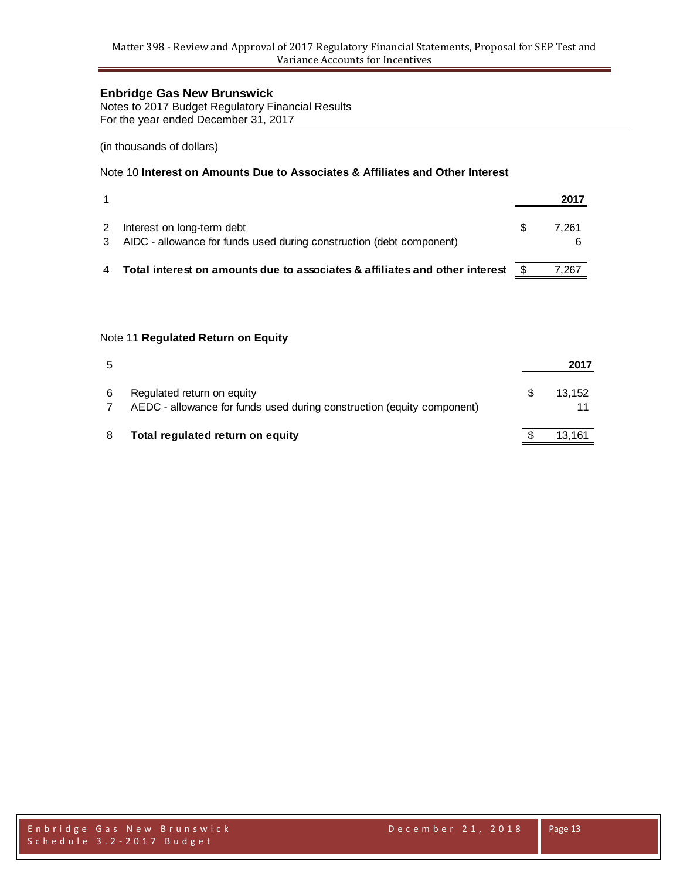**Enbridge Gas New Brunswick**
Notes to 2017 Budget Regulatory Financial Results
For the year ended December 31, 2017

(in thousands of dollars)

Note 10 **Interest on Amounts Due to Associates & Affiliates and Other Interest**

| | | | 2017 |
|---|---|---|---|
| 2 | Interest on long-term debt | $ | 7,261 |
| 3 | AIDC - allowance for funds used during construction (debt component) | | 6 |
| 4 | **Total interest on amounts due to associates & affiliates and other interest** | $ | 7,267 |

Note 11 **Regulated Return on Equity**

| | | | 2017 |
|---|---|---|---|
| 6 | Regulated return on equity | $ | 13,152 |
| 7 | AEDC - allowance for funds used during construction (equity component) | | 11 |
| 8 | **Total regulated return on equity** | $ | 13,161 |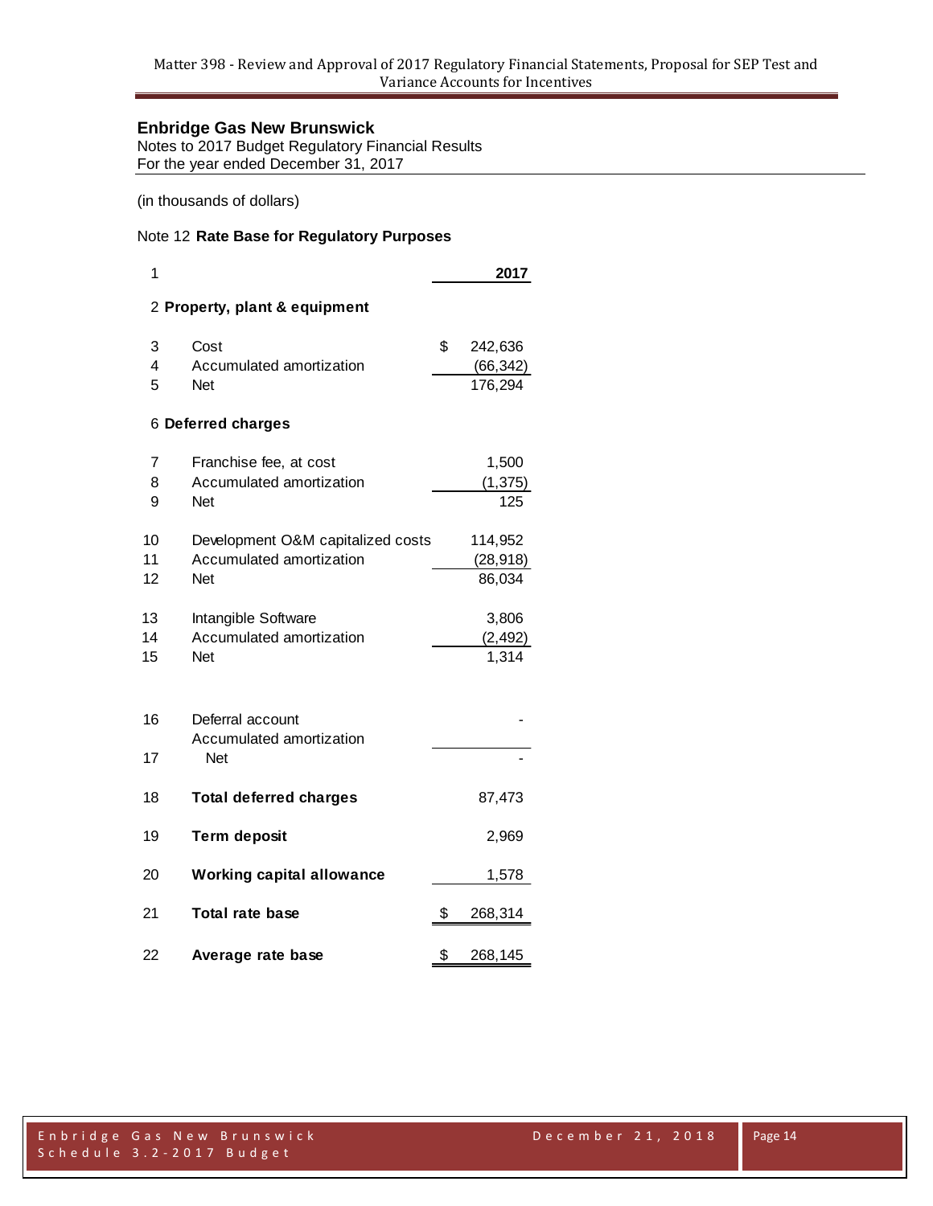**Enbridge Gas New Brunswick**
Notes to 2017 Budget Regulatory Financial Results
For the year ended December 31, 2017

(in thousands of dollars)

Note 12 **Rate Base for Regulatory Purposes**

| Line | Description | 2017 |
|---|---|---|
| 1 | | **2017** |
| 2 | **Property, plant & equipment** | |
| 3 | Cost | $ 242,636 |
| 4 | Accumulated amortization | (66,342) |
| 5 | Net | 176,294 |
| 6 | **Deferred charges** | |
| 7 | Franchise fee, at cost | 1,500 |
| 8 | Accumulated amortization | (1,375) |
| 9 | Net | 125 |
| 10 | Development O&M capitalized costs | 114,952 |
| 11 | Accumulated amortization | (28,918) |
| 12 | Net | 86,034 |
| 13 | Intangible Software | 3,806 |
| 14 | Accumulated amortization | (2,492) |
| 15 | Net | 1,314 |
| 16 | Deferral account | - |
| | Accumulated amortization | |
| 17 | Net | - |
| 18 | **Total deferred charges** | 87,473 |
| 19 | **Term deposit** | 2,969 |
| 20 | **Working capital allowance** | 1,578 |
| 21 | **Total rate base** | $ 268,314 |
| 22 | **Average rate base** | $ 268,145 |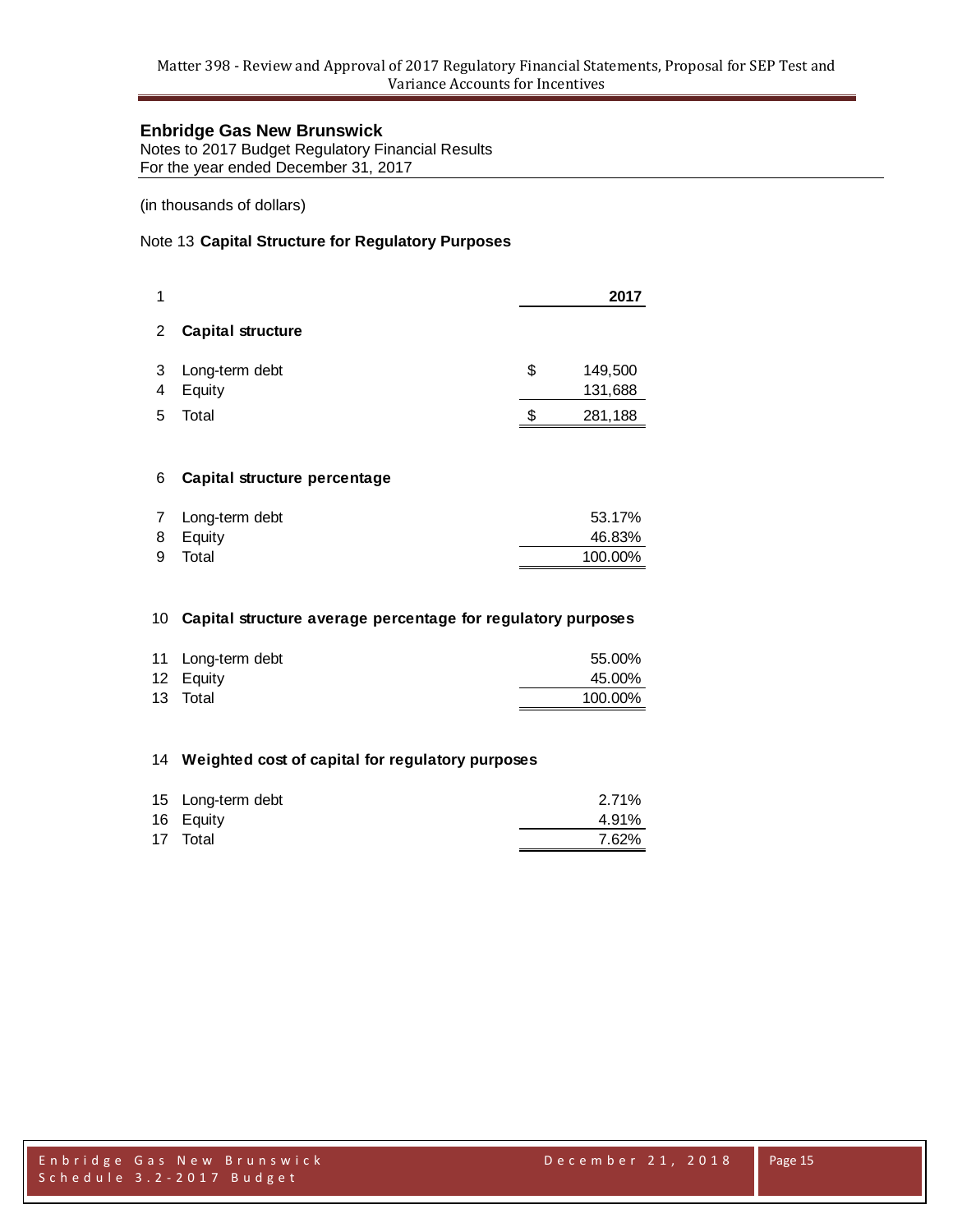## Enbridge Gas New Brunswick

Notes to 2017 Budget Regulatory Financial Results
For the year ended December 31, 2017

(in thousands of dollars)

Note 13 **Capital Structure for Regulatory Purposes**

| | | | 2017 |
|---|---|---|---|
| 1 | | | **2017** |
| 2 | **Capital structure** | | |
| 3 | Long-term debt | $ | 149,500 |
| 4 | Equity | | 131,688 |
| 5 | Total | $ | 281,188 |
| 6 | **Capital structure percentage** | | |
| 7 | Long-term debt | | 53.17% |
| 8 | Equity | | 46.83% |
| 9 | Total | | 100.00% |
| 10 | **Capital structure average percentage for regulatory purposes** | | |
| 11 | Long-term debt | | 55.00% |
| 12 | Equity | | 45.00% |
| 13 | Total | | 100.00% |
| 14 | **Weighted cost of capital for regulatory purposes** | | |
| 15 | Long-term debt | | 2.71% |
| 16 | Equity | | 4.91% |
| 17 | Total | | 7.62% |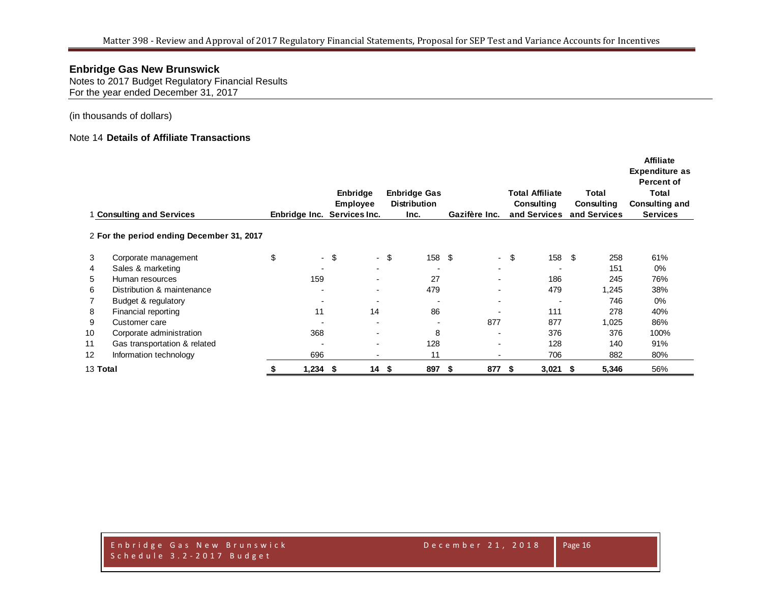# Enbridge Gas New Brunswick

Notes to 2017 Budget Regulatory Financial Results
For the year ended December 31, 2017

(in thousands of dollars)

Note 14 **Details of Affiliate Transactions**

| | | Enbridge Inc. | Enbridge Employee Services Inc. | Enbridge Gas Distribution Inc. | Gazifère Inc. | Total Affiliate Consulting and Services | Total Consulting and Services | Affiliate Expenditure as Percent of Total Consulting and Services |
|---|---|---|---|---|---|---|---|---|
| 1 | **Consulting and Services** | | | | | | | |
| 2 | **For the period ending December 31, 2017** | | | | | | | |
| 3 | Corporate management | $ - | $ - | $ 158 | $ - | $ 158 | $ 258 | 61% |
| 4 | Sales & marketing | - | - | - | - | - | 151 | 0% |
| 5 | Human resources | 159 | - | 27 | - | 186 | 245 | 76% |
| 6 | Distribution & maintenance | - | - | 479 | - | 479 | 1,245 | 38% |
| 7 | Budget & regulatory | - | - | - | - | - | 746 | 0% |
| 8 | Financial reporting | 11 | 14 | 86 | - | 111 | 278 | 40% |
| 9 | Customer care | - | - | - | 877 | 877 | 1,025 | 86% |
| 10 | Corporate administration | 368 | - | 8 | - | 376 | 376 | 100% |
| 11 | Gas transportation & related | - | - | 128 | - | 128 | 140 | 91% |
| 12 | Information technology | 696 | - | 11 | - | 706 | 882 | 80% |
| 13 | **Total** | **$ 1,234** | **$ 14** | **$ 897** | **$ 877** | **$ 3,021** | **$ 5,346** | 56% |